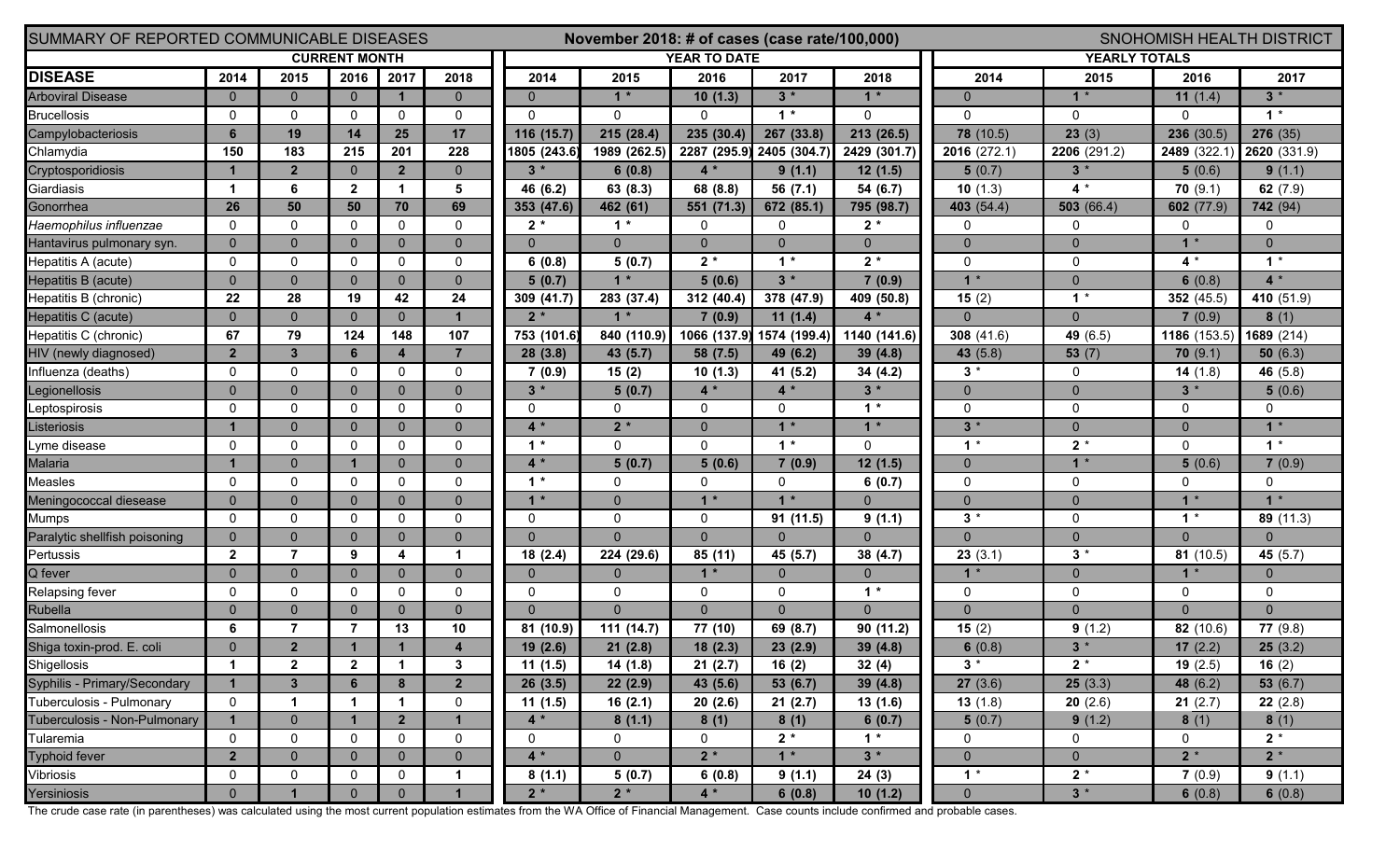SUMMARY OF REPORTED COMMUNICABLE DISEASES — November 2018: # of cases (case rate/100,000) — SNOHOMISH HEALTH DISTRICT

| DISEASE | CURRENT MONTH | | | | | YEAR TO DATE | | | | | YEARLY TOTALS | | | |
|---|---|---|---|---|---|---|---|---|---|---|---|---|---|---|
| | 2014 | 2015 | 2016 | 2017 | 2018 | 2014 | 2015 | 2016 | 2017 | 2018 | 2014 | 2015 | 2016 | 2017 |
| Arboviral Disease | 0 | 0 | 0 | 1 | 0 | 0 | 1 * | 10 (1.3) | 3 * | 1 * | 0 | 1 * | 11 (1.4) | 3 * |
| Brucellosis | 0 | 0 | 0 | 0 | 0 | 0 | 0 | 0 | 1 * | 0 | 0 | 0 | 0 | 1 * |
| Campylobacteriosis | 6 | 19 | 14 | 25 | 17 | 116 (15.7) | 215 (28.4) | 235 (30.4) | 267 (33.8) | 213 (26.5) | 78 (10.5) | 23 (3) | 236 (30.5) | 276 (35) |
| Chlamydia | 150 | 183 | 215 | 201 | 228 | 1805 (243.6) | 1989 (262.5) | 2287 (295.9) | 2405 (304.7) | 2429 (301.7) | 2016 (272.1) | 2206 (291.2) | 2489 (322.1) | 2620 (331.9) |
| Cryptosporidiosis | 1 | 2 | 0 | 2 | 0 | 3 * | 6 (0.8) | 4 * | 9 (1.1) | 12 (1.5) | 5 (0.7) | 3 * | 5 (0.6) | 9 (1.1) |
| Giardiasis | 1 | 6 | 2 | 1 | 5 | 46 (6.2) | 63 (8.3) | 68 (8.8) | 56 (7.1) | 54 (6.7) | 10 (1.3) | 4 * | 70 (9.1) | 62 (7.9) |
| Gonorrhea | 26 | 50 | 50 | 70 | 69 | 353 (47.6) | 462 (61) | 551 (71.3) | 672 (85.1) | 795 (98.7) | 403 (54.4) | 503 (66.4) | 602 (77.9) | 742 (94) |
| *Haemophilus influenzae* | 0 | 0 | 0 | 0 | 0 | 2 * | 1 * | 0 | 0 | 2 * | 0 | 0 | 0 | 0 |
| Hantavirus pulmonary syn. | 0 | 0 | 0 | 0 | 0 | 0 | 0 | 0 | 0 | 0 | 0 | 0 | 1 * | 0 |
| Hepatitis A (acute) | 0 | 0 | 0 | 0 | 0 | 6 (0.8) | 5 (0.7) | 2 * | 1 * | 2 * | 0 | 0 | 4 * | 1 * |
| Hepatitis B (acute) | 0 | 0 | 0 | 0 | 0 | 5 (0.7) | 1 * | 5 (0.6) | 3 * | 7 (0.9) | 1 * | 0 | 6 (0.8) | 4 * |
| Hepatitis B (chronic) | 22 | 28 | 19 | 42 | 24 | 309 (41.7) | 283 (37.4) | 312 (40.4) | 378 (47.9) | 409 (50.8) | 15 (2) | 1 * | 352 (45.5) | 410 (51.9) |
| Hepatitis C (acute) | 0 | 0 | 0 | 0 | 1 | 2 * | 1 * | 7 (0.9) | 11 (1.4) | 4 * | 0 | 0 | 7 (0.9) | 8 (1) |
| Hepatitis C (chronic) | 67 | 79 | 124 | 148 | 107 | 753 (101.6) | 840 (110.9) | 1066 (137.9) | 1574 (199.4) | 1140 (141.6) | 308 (41.6) | 49 (6.5) | 1186 (153.5) | 1689 (214) |
| HIV (newly diagnosed) | 2 | 3 | 6 | 4 | 7 | 28 (3.8) | 43 (5.7) | 58 (7.5) | 49 (6.2) | 39 (4.8) | 43 (5.8) | 53 (7) | 70 (9.1) | 50 (6.3) |
| Influenza (deaths) | 0 | 0 | 0 | 0 | 0 | 7 (0.9) | 15 (2) | 10 (1.3) | 41 (5.2) | 34 (4.2) | 3 * | 0 | 14 (1.8) | 46 (5.8) |
| Legionellosis | 0 | 0 | 0 | 0 | 0 | 3 * | 5 (0.7) | 4 * | 4 * | 3 * | 0 | 0 | 3 * | 5 (0.6) |
| Leptospirosis | 0 | 0 | 0 | 0 | 0 | 0 | 0 | 0 | 0 | 1 * | 0 | 0 | 0 | 0 |
| Listeriosis | 1 | 0 | 0 | 0 | 0 | 4 * | 2 * | 0 | 1 * | 1 * | 3 * | 0 | 0 | 1 * |
| Lyme disease | 0 | 0 | 0 | 0 | 0 | 1 * | 0 | 0 | 1 * | 0 | 1 * | 2 * | 0 | 1 * |
| Malaria | 1 | 0 | 1 | 0 | 0 | 4 * | 5 (0.7) | 5 (0.6) | 7 (0.9) | 12 (1.5) | 0 | 1 * | 5 (0.6) | 7 (0.9) |
| Measles | 0 | 0 | 0 | 0 | 0 | 1 * | 0 | 0 | 0 | 6 (0.7) | 0 | 0 | 0 | 0 |
| Meningococcal diesease | 0 | 0 | 0 | 0 | 0 | 1 * | 0 | 1 * | 1 * | 0 | 0 | 0 | 1 * | 1 * |
| Mumps | 0 | 0 | 0 | 0 | 0 | 0 | 0 | 0 | 91 (11.5) | 9 (1.1) | 3 * | 0 | 1 * | 89 (11.3) |
| Paralytic shellfish poisoning | 0 | 0 | 0 | 0 | 0 | 0 | 0 | 0 | 0 | 0 | 0 | 0 | 0 | 0 |
| Pertussis | 2 | 7 | 9 | 4 | 1 | 18 (2.4) | 224 (29.6) | 85 (11) | 45 (5.7) | 38 (4.7) | 23 (3.1) | 3 * | 81 (10.5) | 45 (5.7) |
| Q fever | 0 | 0 | 0 | 0 | 0 | 0 | 0 | 1 * | 0 | 0 | 1 * | 0 | 1 * | 0 |
| Relapsing fever | 0 | 0 | 0 | 0 | 0 | 0 | 0 | 0 | 0 | 1 * | 0 | 0 | 0 | 0 |
| Rubella | 0 | 0 | 0 | 0 | 0 | 0 | 0 | 0 | 0 | 0 | 0 | 0 | 0 | 0 |
| Salmonellosis | 6 | 7 | 7 | 13 | 10 | 81 (10.9) | 111 (14.7) | 77 (10) | 69 (8.7) | 90 (11.2) | 15 (2) | 9 (1.2) | 82 (10.6) | 77 (9.8) |
| Shiga toxin-prod. E. coli | 0 | 2 | 1 | 1 | 4 | 19 (2.6) | 21 (2.8) | 18 (2.3) | 23 (2.9) | 39 (4.8) | 6 (0.8) | 3 * | 17 (2.2) | 25 (3.2) |
| Shigellosis | 1 | 2 | 2 | 1 | 3 | 11 (1.5) | 14 (1.8) | 21 (2.7) | 16 (2) | 32 (4) | 3 * | 2 * | 19 (2.5) | 16 (2) |
| Syphilis - Primary/Secondary | 1 | 3 | 6 | 8 | 2 | 26 (3.5) | 22 (2.9) | 43 (5.6) | 53 (6.7) | 39 (4.8) | 27 (3.6) | 25 (3.3) | 48 (6.2) | 53 (6.7) |
| Tuberculosis - Pulmonary | 0 | 1 | 1 | 1 | 0 | 11 (1.5) | 16 (2.1) | 20 (2.6) | 21 (2.7) | 13 (1.6) | 13 (1.8) | 20 (2.6) | 21 (2.7) | 22 (2.8) |
| Tuberculosis - Non-Pulmonary | 1 | 0 | 1 | 2 | 1 | 4 * | 8 (1.1) | 8 (1) | 8 (1) | 6 (0.7) | 5 (0.7) | 9 (1.2) | 8 (1) | 8 (1) |
| Tularemia | 0 | 0 | 0 | 0 | 0 | 0 | 0 | 0 | 2 * | 1 * | 0 | 0 | 0 | 2 * |
| Typhoid fever | 2 | 0 | 0 | 0 | 0 | 4 * | 0 | 2 * | 1 * | 3 * | 0 | 0 | 2 * | 2 * |
| Vibriosis | 0 | 0 | 0 | 0 | 1 | 8 (1.1) | 5 (0.7) | 6 (0.8) | 9 (1.1) | 24 (3) | 1 * | 2 * | 7 (0.9) | 9 (1.1) |
| Yersiniosis | 0 | 1 | 0 | 0 | 1 | 2 * | 2 * | 4 * | 6 (0.8) | 10 (1.2) | 0 | 3 * | 6 (0.8) | 6 (0.8) |

The crude case rate (in parentheses) was calculated using the most current population estimates from the WA Office of Financial Management. Case counts include confirmed and probable cases.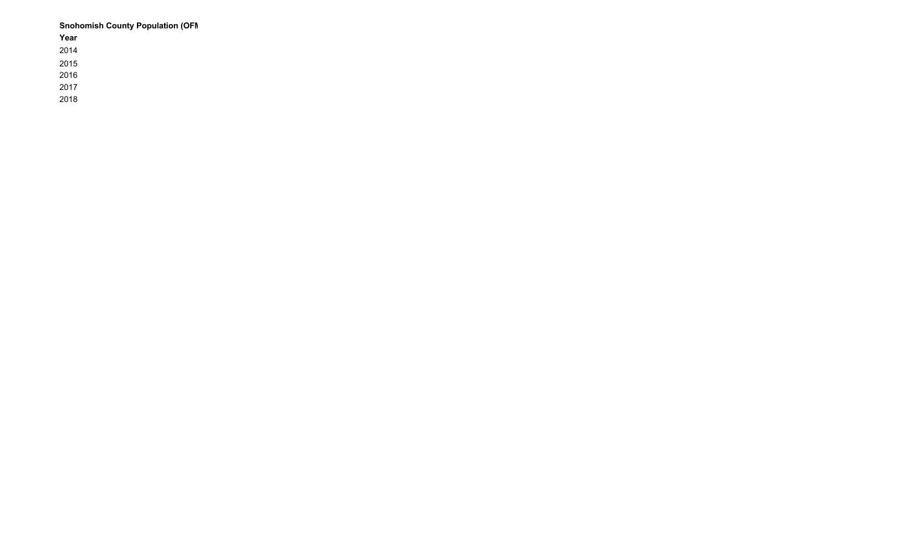**Snohomish County Population (OFM**

| Year |
| --- |
| 2014 |
| 2015 |
| 2016 |
| 2017 |
| 2018 |